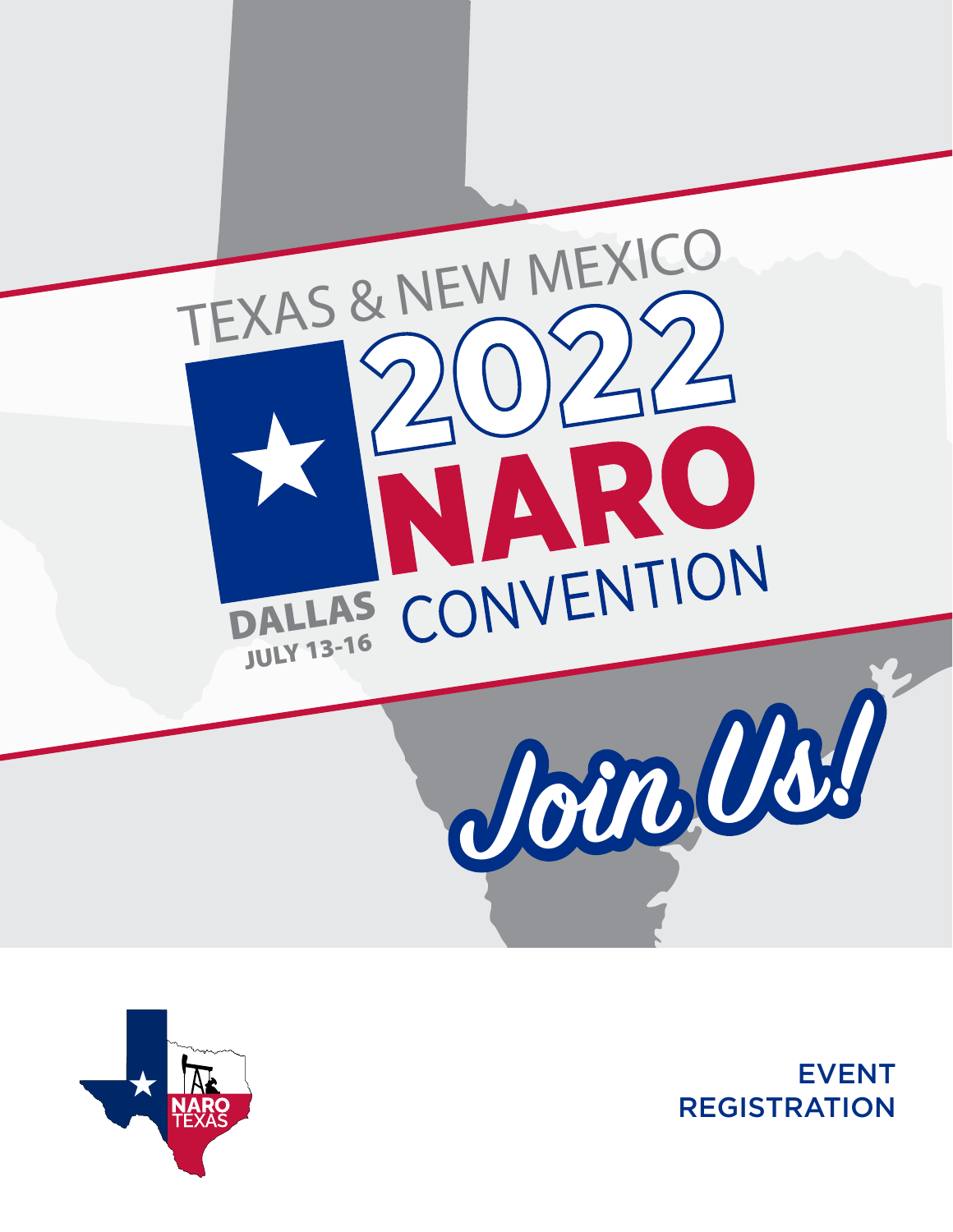# TEXAS & NEW MEXICO 2022 NARO CONVENTION

**DALLAS**
**JULY 13-16**

*Join Us!*

NARO TEXAS

EVENT REGISTRATION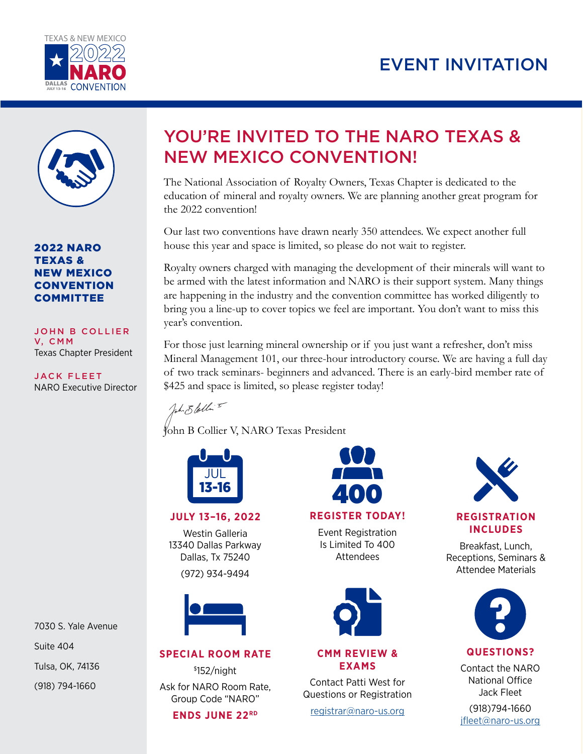TEXAS & NEW MEXICO 2022 NARO CONVENTION
DALLAS JULY 13-16

# EVENT INVITATION

**2022 NARO TEXAS & NEW MEXICO CONVENTION COMMITTEE**

**JOHN B COLLIER V, CMM**
Texas Chapter President

**JACK FLEET**
NARO Executive Director

7030 S. Yale Avenue
Suite 404
Tulsa, OK, 74136
(918) 794-1660

## YOU'RE INVITED TO THE NARO TEXAS & NEW MEXICO CONVENTION!

The National Association of Royalty Owners, Texas Chapter is dedicated to the education of mineral and royalty owners. We are planning another great program for the 2022 convention!

Our last two conventions have drawn nearly 350 attendees. We expect another full house this year and space is limited, so please do not wait to register.

Royalty owners charged with managing the development of their minerals will want to be armed with the latest information and NARO is their support system. Many things are happening in the industry and the convention committee has worked diligently to bring you a line-up to cover topics we feel are important. You don't want to miss this year's convention.

For those just learning mineral ownership or if you just want a refresher, don't miss Mineral Management 101, our three-hour introductory course. We are having a full day of two track seminars- beginners and advanced. There is an early-bird member rate of $425 and space is limited, so please register today!

John B Collier V, NARO Texas President

JUL 13-16

**JULY 13–16, 2022**

Westin Galleria
13340 Dallas Parkway
Dallas, Tx 75240
(972) 934-9494

400

**REGISTER TODAY!**

Event Registration Is Limited To 400 Attendees

**REGISTRATION INCLUDES**

Breakfast, Lunch, Receptions, Seminars & Attendee Materials

**SPECIAL ROOM RATE**

$152/night

Ask for NARO Room Rate, Group Code "NARO"

**ENDS JUNE 22RD**

**CMM REVIEW & EXAMS**

Contact Patti West for Questions or Registration

registrar@naro-us.org

**QUESTIONS?**

Contact the NARO National Office
Jack Fleet
(918)794-1660
jfleet@naro-us.org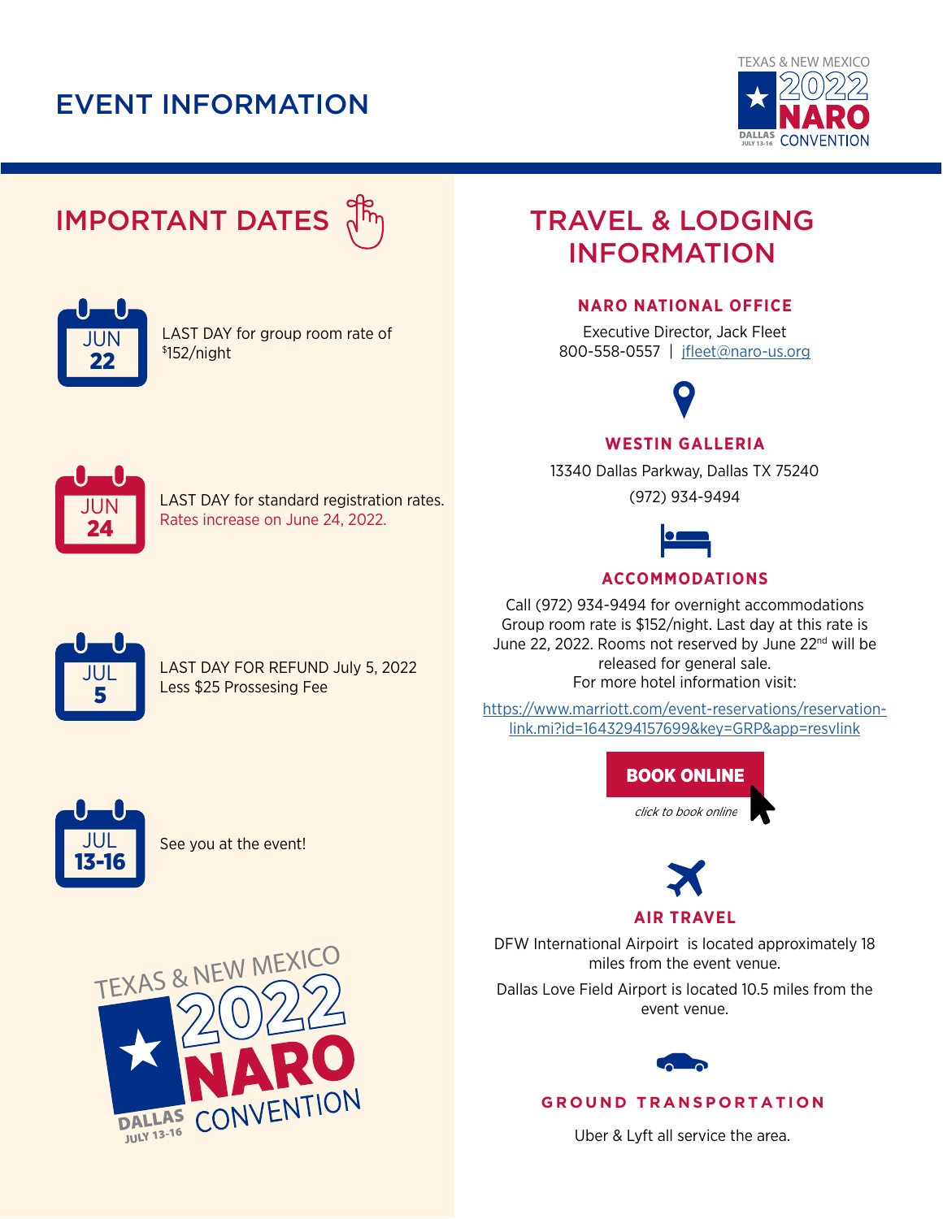# EVENT INFORMATION

## IMPORTANT DATES

**JUN 22**

LAST DAY for group room rate of $152/night

**JUN 24**

LAST DAY for standard registration rates. Rates increase on June 24, 2022.

**JUL 5**

LAST DAY FOR REFUND July 5, 2022
Less $25 Prossesing Fee

**JUL 13-16**

See you at the event!

## TRAVEL & LODGING INFORMATION

### NARO NATIONAL OFFICE

Executive Director, Jack Fleet
800-558-0557 | jfleet@naro-us.org

### WESTIN GALLERIA

13340 Dallas Parkway, Dallas TX 75240
(972) 934-9494

### ACCOMMODATIONS

Call (972) 934-9494 for overnight accommodations Group room rate is $152/night. Last day at this rate is June 22, 2022. Rooms not reserved by June 22nd will be released for general sale.
For more hotel information visit:

https://www.marriott.com/event-reservations/reservation-link.mi?id=1643294157699&key=GRP&app=resvlink

**BOOK ONLINE**

*click to book online*

### AIR TRAVEL

DFW International Airport is located approximately 18 miles from the event venue.

Dallas Love Field Airport is located 10.5 miles from the event venue.

### GROUND TRANSPORTATION

Uber & Lyft all service the area.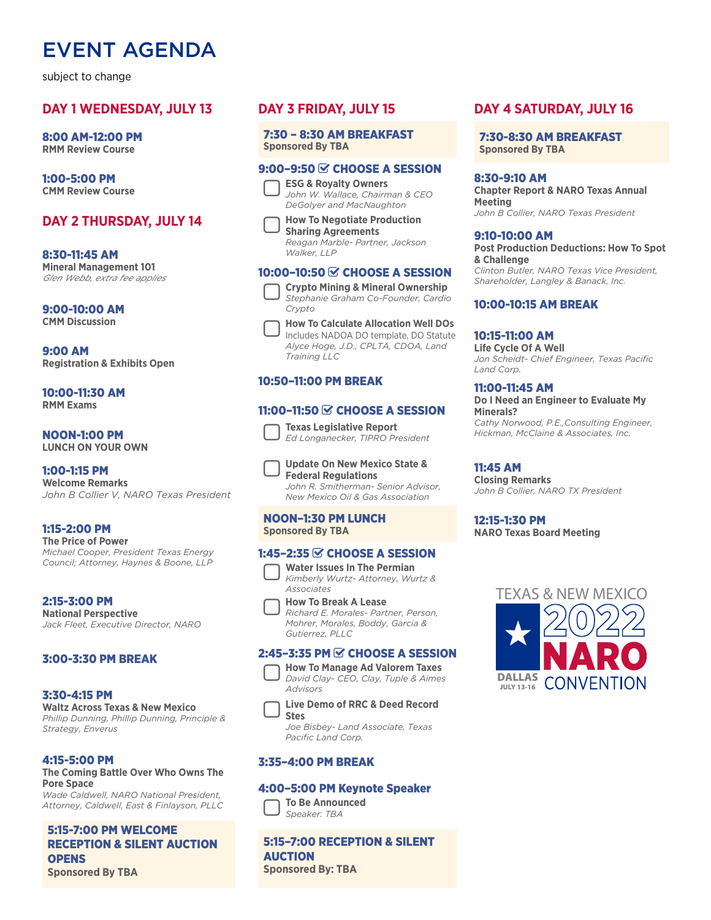# EVENT AGENDA

subject to change

## DAY 1 WEDNESDAY, JULY 13

**8:00 AM-12:00 PM**
**RMM Review Course**

**1:00-5:00 PM**
**CMM Review Course**

## DAY 2 THURSDAY, JULY 14

**8:30-11:45 AM**
**Mineral Management 101**
*Glen Webb, extra fee applies*

**9:00-10:00 AM**
**CMM Discussion**

**9:00 AM**
**Registration & Exhibits Open**

**10:00-11:30 AM**
**RMM Exams**

**NOON-1:00 PM**
**LUNCH ON YOUR OWN**

**1:00-1:15 PM**
**Welcome Remarks**
*John B Collier V, NARO Texas President*

**1:15-2:00 PM**
**The Price of Power**
*Michael Cooper, President Texas Energy Council; Attorney, Haynes & Boone, LLP*

**2:15-3:00 PM**
**National Perspective**
*Jack Fleet, Executive Director, NARO*

**3:00-3:30 PM BREAK**

**3:30-4:15 PM**
**Waltz Across Texas & New Mexico**
*Phillip Dunning, Phillip Dunning, Principle & Strategy, Enverus*

**4:15-5:00 PM**
**The Coming Battle Over Who Owns The Pore Space**
*Wade Caldwell, NARO National President, Attorney, Caldwell, East & Finlayson, PLLC*

**5:15-7:00 PM WELCOME RECEPTION & SILENT AUCTION OPENS**
**Sponsored By TBA**

## DAY 3 FRIDAY, JULY 15

**7:30 – 8:30 AM BREAKFAST**
**Sponsored By TBA**

**9:00–9:50 ☑ CHOOSE A SESSION**

- ☐ **ESG & Royalty Owners**
  *John W. Wallace, Chairman & CEO DeGolyer and MacNaughton*
- ☐ **How To Negotiate Production Sharing Agreements**
  *Reagan Marble- Partner, Jackson Walker, LLP*

**10:00–10:50 ☑ CHOOSE A SESSION**

- ☐ **Crypto Mining & Mineral Ownership**
  *Stephanie Graham Co-Founder, Cardio Crypto*
- ☐ **How To Calculate Allocation Well DOs**
  Includes NADOA DO template, DO Statute
  *Alyce Hoge, J.D., CPLTA, CDOA, Land Training LLC*

**10:50–11:00 PM BREAK**

**11:00–11:50 ☑ CHOOSE A SESSION**

- ☐ **Texas Legislative Report**
  *Ed Longanecker, TIPRO President*
- ☐ **Update On New Mexico State & Federal Regulations**
  *John R. Smitherman- Senior Advisor, New Mexico Oil & Gas Association*

**NOON–1:30 PM LUNCH**
**Sponsored By TBA**

**1:45–2:35 ☑ CHOOSE A SESSION**

- ☐ **Water Issues In The Permian**
  *Kimberly Wurtz- Attorney, Wurtz & Associates*
- ☐ **How To Break A Lease**
  *Richard E. Morales- Partner, Person, Mohrer, Morales, Boddy, Garcia & Gutierrez, PLLC*

**2:45–3:35 PM ☑ CHOOSE A SESSION**

- ☐ **How To Manage Ad Valorem Taxes**
  *David Clay- CEO, Clay, Tuple & Aimes Advisors*
- ☐ **Live Demo of RRC & Deed Record Stes**
  *Joe Bisbey- Land Associate, Texas Pacific Land Corp.*

**3:35–4:00 PM BREAK**

**4:00–5:00 PM Keynote Speaker**

- ☐ **To Be Announced**
  *Speaker: TBA*

**5:15–7:00 RECEPTION & SILENT AUCTION**
**Sponsored By: TBA**

## DAY 4 SATURDAY, JULY 16

**7:30-8:30 AM BREAKFAST**
**Sponsored By TBA**

**8:30-9:10 AM**
**Chapter Report & NARO Texas Annual Meeting**
*John B Collier, NARO Texas President*

**9:10-10:00 AM**
**Post Production Deductions: How To Spot & Challenge**
*Clinton Butler, NARO Texas Vice President, Shareholder, Langley & Banack, Inc.*

**10:00-10:15 AM BREAK**

**10:15-11:00 AM**
**Life Cycle Of A Well**
*Jon Scheidt- Chief Engineer, Texas Pacific Land Corp.*

**11:00-11:45 AM**
**Do I Need an Engineer to Evaluate My Minerals?**
*Cathy Norwood, P.E.,Consulting Engineer, Hickman, McClaine & Associates, Inc.*

**11:45 AM**
**Closing Remarks**
*John B Collier, NARO TX President*

**12:15-1:30 PM**
**NARO Texas Board Meeting**

TEXAS & NEW MEXICO 2022 NARO CONVENTION
DALLAS JULY 13-16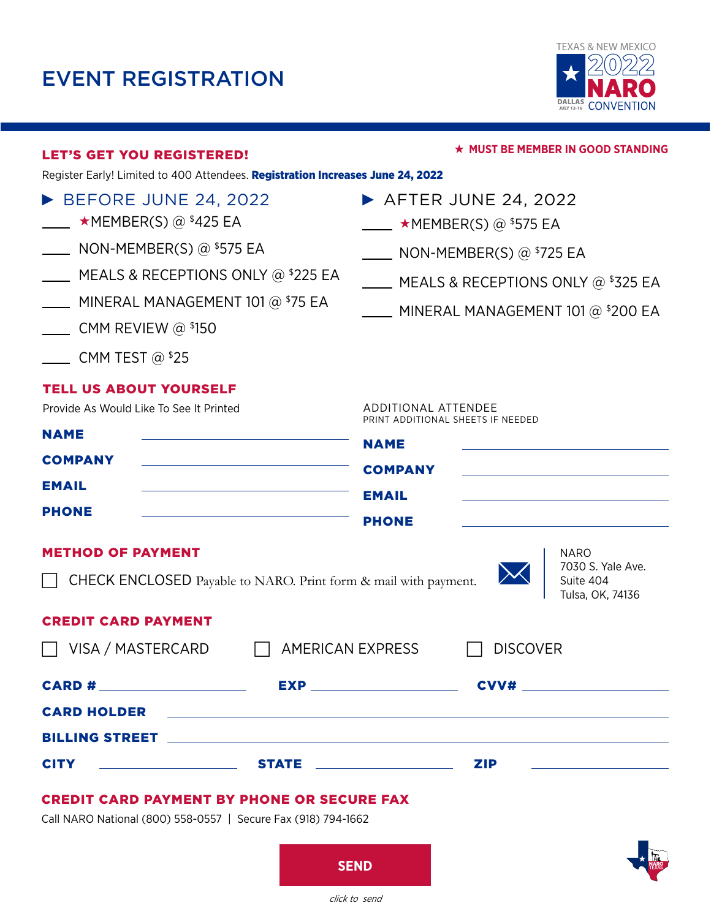# EVENT REGISTRATION

TEXAS & NEW MEXICO 2022 NARO CONVENTION
DALLAS JULY 13-16

## LET'S GET YOU REGISTERED!

★ MUST BE MEMBER IN GOOD STANDING

Register Early! Limited to 400 Attendees. **Registration Increases June 24, 2022**

### ▶ BEFORE JUNE 24, 2022

- ____ ★MEMBER(S) @ $425 EA
- ____ NON-MEMBER(S) @ $575 EA
- ____ MEALS & RECEPTIONS ONLY @ $225 EA
- ____ MINERAL MANAGEMENT 101 @ $75 EA
- ____ CMM REVIEW @ $150
- ____ CMM TEST @ $25

### ▶ AFTER JUNE 24, 2022

- ____ ★MEMBER(S) @ $575 EA
- ____ NON-MEMBER(S) @ $725 EA
- ____ MEALS & RECEPTIONS ONLY @ $325 EA
- ____ MINERAL MANAGEMENT 101 @ $200 EA

## TELL US ABOUT YOURSELF

Provide As Would Like To See It Printed

**NAME** ______________________

**COMPANY** ______________________

**EMAIL** ______________________

**PHONE** ______________________

ADDITIONAL ATTENDEE
PRINT ADDITIONAL SHEETS IF NEEDED

**NAME** ______________________

**COMPANY** ______________________

**EMAIL** ______________________

**PHONE** ______________________

## METHOD OF PAYMENT

☐ CHECK ENCLOSED Payable to NARO. Print form & mail with payment.

NARO
7030 S. Yale Ave.
Suite 404
Tulsa, OK, 74136

## CREDIT CARD PAYMENT

☐ VISA / MASTERCARD ☐ AMERICAN EXPRESS ☐ DISCOVER

**CARD #** ____________ **EXP** ____________ **CVV#** ____________

**CARD HOLDER** ______________________

**BILLING STREET** ______________________

**CITY** ____________ **STATE** ____________ **ZIP** ____________

## CREDIT CARD PAYMENT BY PHONE OR SECURE FAX

Call NARO National (800) 558-0557 | Secure Fax (918) 794-1662

**SEND**

*click to send*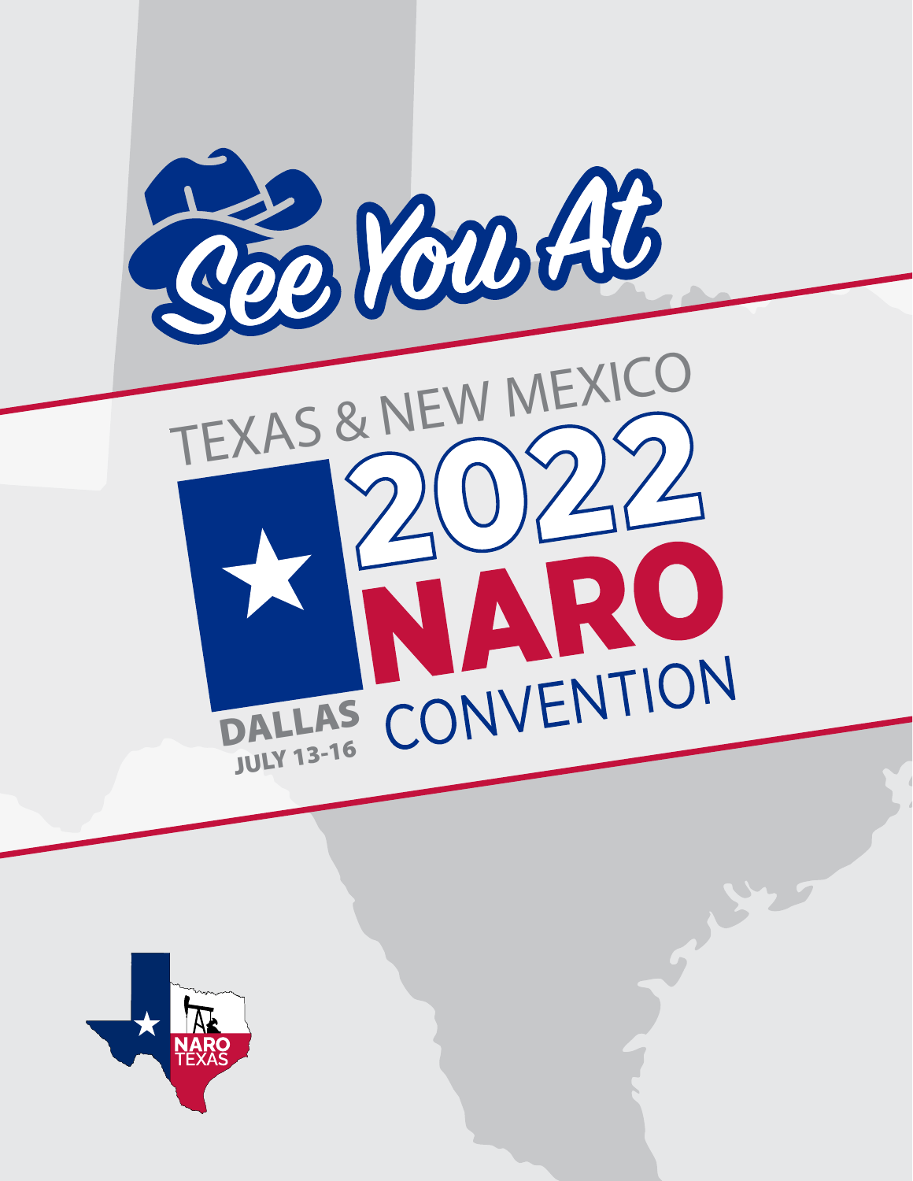# See You At

TEXAS & NEW MEXICO

# 2022 NARO CONVENTION

DALLAS
JULY 13-16

NARO TEXAS